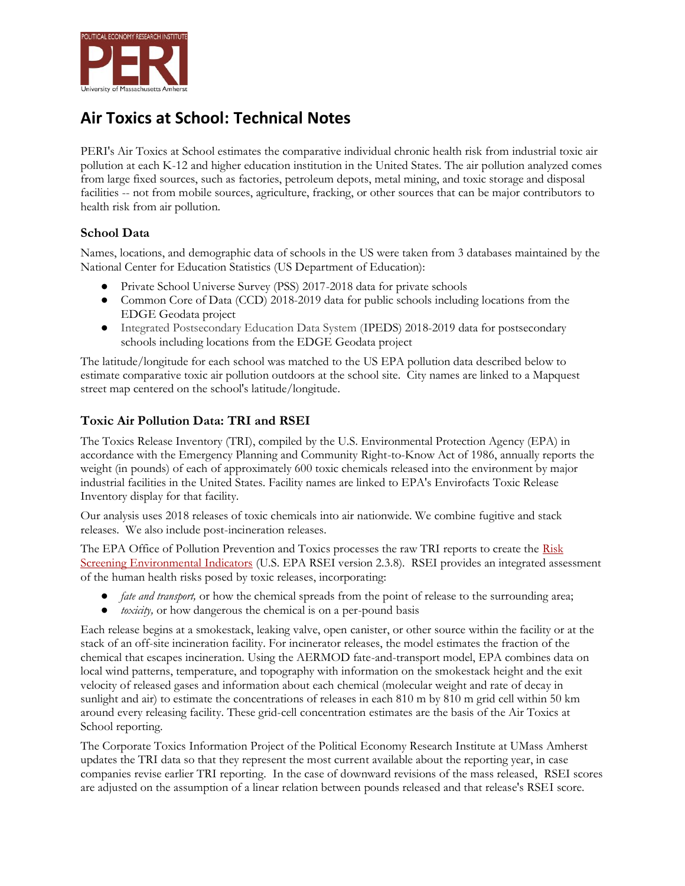# Air Toxics at School: Technical Notes

PERI's Air Toxics at School estimates the comparative individual chronic health risk from industrial toxic air pollution at each K-12 and higher education institution in the United States. The air pollution analyzed comes from large fixed sources, such as factories, petroleum depots, metal mining, and toxic storage and disposal facilities -- not from mobile sources, agriculture, fracking, or other sources that can be major contributors to health risk from air pollution.

### School Data

Names, locations, and demographic data of schools in the US were taken from 3 databases maintained by the National Center for Education Statistics (US Department of Education):

- Private School Universe Survey (PSS) 2017-2018 data for private schools
- Common Core of Data (CCD) 2018-2019 data for public schools including locations from the EDGE Geodata project
- Integrated Postsecondary Education Data System (IPEDS) 2018-2019 data for postsecondary schools including locations from the EDGE Geodata project

The latitude/longitude for each school was matched to the US EPA pollution data described below to estimate comparative toxic air pollution outdoors at the school site. City names are linked to a Mapquest street map centered on the school's latitude/longitude.

### Toxic Air Pollution Data: TRI and RSEI

The Toxics Release Inventory (TRI), compiled by the U.S. Environmental Protection Agency (EPA) in accordance with the Emergency Planning and Community Right-to-Know Act of 1986, annually reports the weight (in pounds) of each of approximately 600 toxic chemicals released into the environment by major industrial facilities in the United States. Facility names are linked to EPA's Envirofacts Toxic Release Inventory display for that facility.

Our analysis uses 2018 releases of toxic chemicals into air nationwide. We combine fugitive and stack releases. We also include post-incineration releases.

The EPA Office of Pollution Prevention and Toxics processes the raw TRI reports to create the Risk Screening Environmental Indicators (U.S. EPA RSEI version 2.3.8). RSEI provides an integrated assessment of the human health risks posed by toxic releases, incorporating:

- *fate and transport,* or how the chemical spreads from the point of release to the surrounding area;
- *toxicity,* or how dangerous the chemical is on a per-pound basis

Each release begins at a smokestack, leaking valve, open canister, or other source within the facility or at the stack of an off-site incineration facility. For incinerator releases, the model estimates the fraction of the chemical that escapes incineration. Using the AERMOD fate-and-transport model, EPA combines data on local wind patterns, temperature, and topography with information on the smokestack height and the exit velocity of released gases and information about each chemical (molecular weight and rate of decay in sunlight and air) to estimate the concentrations of releases in each 810 m by 810 m grid cell within 50 km around every releasing facility. These grid-cell concentration estimates are the basis of the Air Toxics at School reporting.

The Corporate Toxics Information Project of the Political Economy Research Institute at UMass Amherst updates the TRI data so that they represent the most current available about the reporting year, in case companies revise earlier TRI reporting. In the case of downward revisions of the mass released, RSEI scores are adjusted on the assumption of a linear relation between pounds released and that release's RSEI score.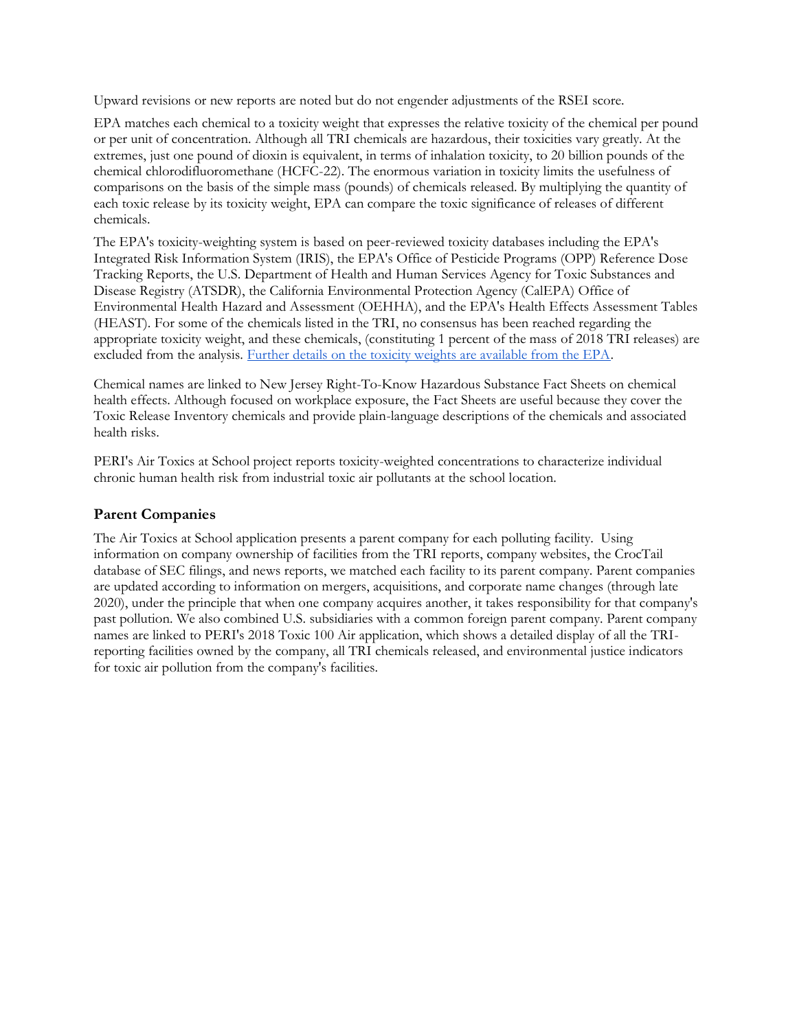Upward revisions or new reports are noted but do not engender adjustments of the RSEI score.

EPA matches each chemical to a toxicity weight that expresses the relative toxicity of the chemical per pound or per unit of concentration. Although all TRI chemicals are hazardous, their toxicities vary greatly. At the extremes, just one pound of dioxin is equivalent, in terms of inhalation toxicity, to 20 billion pounds of the chemical chlorodifluoromethane (HCFC-22). The enormous variation in toxicity limits the usefulness of comparisons on the basis of the simple mass (pounds) of chemicals released. By multiplying the quantity of each toxic release by its toxicity weight, EPA can compare the toxic significance of releases of different chemicals.

The EPA's toxicity-weighting system is based on peer-reviewed toxicity databases including the EPA's Integrated Risk Information System (IRIS), the EPA's Office of Pesticide Programs (OPP) Reference Dose Tracking Reports, the U.S. Department of Health and Human Services Agency for Toxic Substances and Disease Registry (ATSDR), the California Environmental Protection Agency (CalEPA) Office of Environmental Health Hazard and Assessment (OEHHA), and the EPA's Health Effects Assessment Tables (HEAST). For some of the chemicals listed in the TRI, no consensus has been reached regarding the appropriate toxicity weight, and these chemicals, (constituting 1 percent of the mass of 2018 TRI releases) are excluded from the analysis. [Further details on the toxicity weights are available from the EPA.]

Chemical names are linked to New Jersey Right-To-Know Hazardous Substance Fact Sheets on chemical health effects. Although focused on workplace exposure, the Fact Sheets are useful because they cover the Toxic Release Inventory chemicals and provide plain-language descriptions of the chemicals and associated health risks.

PERI's Air Toxics at School project reports toxicity-weighted concentrations to characterize individual chronic human health risk from industrial toxic air pollutants at the school location.

### Parent Companies

The Air Toxics at School application presents a parent company for each polluting facility. Using information on company ownership of facilities from the TRI reports, company websites, the CrocTail database of SEC filings, and news reports, we matched each facility to its parent company. Parent companies are updated according to information on mergers, acquisitions, and corporate name changes (through late 2020), under the principle that when one company acquires another, it takes responsibility for that company's past pollution. We also combined U.S. subsidiaries with a common foreign parent company. Parent company names are linked to PERI's 2018 Toxic 100 Air application, which shows a detailed display of all the TRI-reporting facilities owned by the company, all TRI chemicals released, and environmental justice indicators for toxic air pollution from the company's facilities.